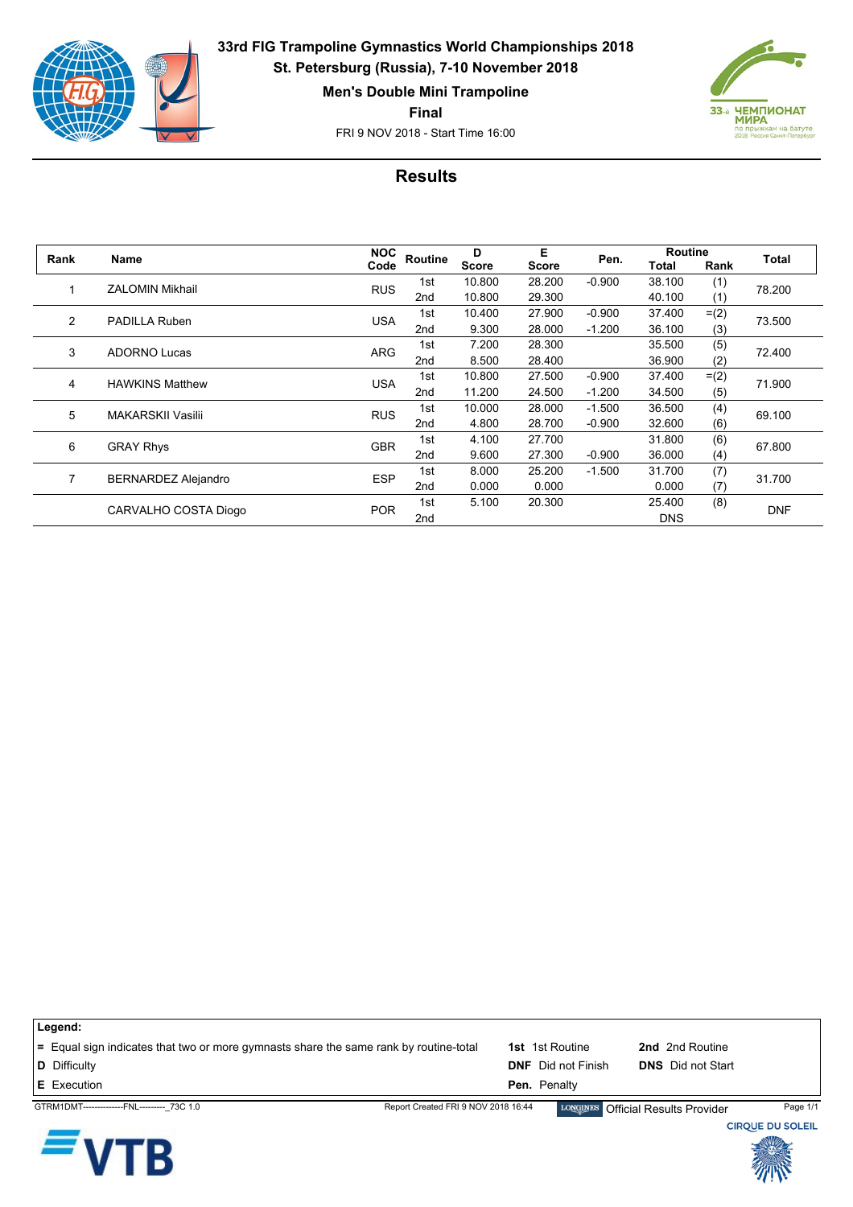# 33rd FIG Trampoline Gymnastics World Championships 2018

**St. Petersburg (Russia), 7-10 November 2018**

**Men's Double Mini Trampoline**

**Final**

FRI 9 NOV 2018 - Start Time 16:00

## Results

| Rank | Name | NOC Code | Routine | D Score | E Score | Pen. | Routine Total | Routine Rank | Total |
|---|---|---|---|---|---|---|---|---|---|
| 1 | ZALOMIN Mikhail | RUS | 1st | 10.800 | 28.200 | -0.900 | 38.100 | (1) | 78.200 |
| | | | 2nd | 10.800 | 29.300 | | 40.100 | (1) | |
| 2 | PADILLA Ruben | USA | 1st | 10.400 | 27.900 | -0.900 | 37.400 | =(2) | 73.500 |
| | | | 2nd | 9.300 | 28.000 | -1.200 | 36.100 | (3) | |
| 3 | ADORNO Lucas | ARG | 1st | 7.200 | 28.300 | | 35.500 | (5) | 72.400 |
| | | | 2nd | 8.500 | 28.400 | | 36.900 | (2) | |
| 4 | HAWKINS Matthew | USA | 1st | 10.800 | 27.500 | -0.900 | 37.400 | =(2) | 71.900 |
| | | | 2nd | 11.200 | 24.500 | -1.200 | 34.500 | (5) | |
| 5 | MAKARSKII Vasilii | RUS | 1st | 10.000 | 28.000 | -1.500 | 36.500 | (4) | 69.100 |
| | | | 2nd | 4.800 | 28.700 | -0.900 | 32.600 | (6) | |
| 6 | GRAY Rhys | GBR | 1st | 4.100 | 27.700 | | 31.800 | (6) | 67.800 |
| | | | 2nd | 9.600 | 27.300 | -0.900 | 36.000 | (4) | |
| 7 | BERNARDEZ Alejandro | ESP | 1st | 8.000 | 25.200 | -1.500 | 31.700 | (7) | 31.700 |
| | | | 2nd | 0.000 | 0.000 | | 0.000 | (7) | |
| | CARVALHO COSTA Diogo | POR | 1st | 5.100 | 20.300 | | 25.400 | (8) | DNF |
| | | | 2nd | | | | DNS | | |

**Legend:**

- **=** Equal sign indicates that two or more gymnasts share the same rank by routine-total
- **D** Difficulty
- **E** Execution
- **1st** 1st Routine
- **2nd** 2nd Routine
- **DNF** Did not Finish
- **DNS** Did not Start
- **Pen.** Penalty

GTRM1DMT--------------FNL---------_73C 1.0 Report Created FRI 9 NOV 2018 16:44 LONGINES Official Results Provider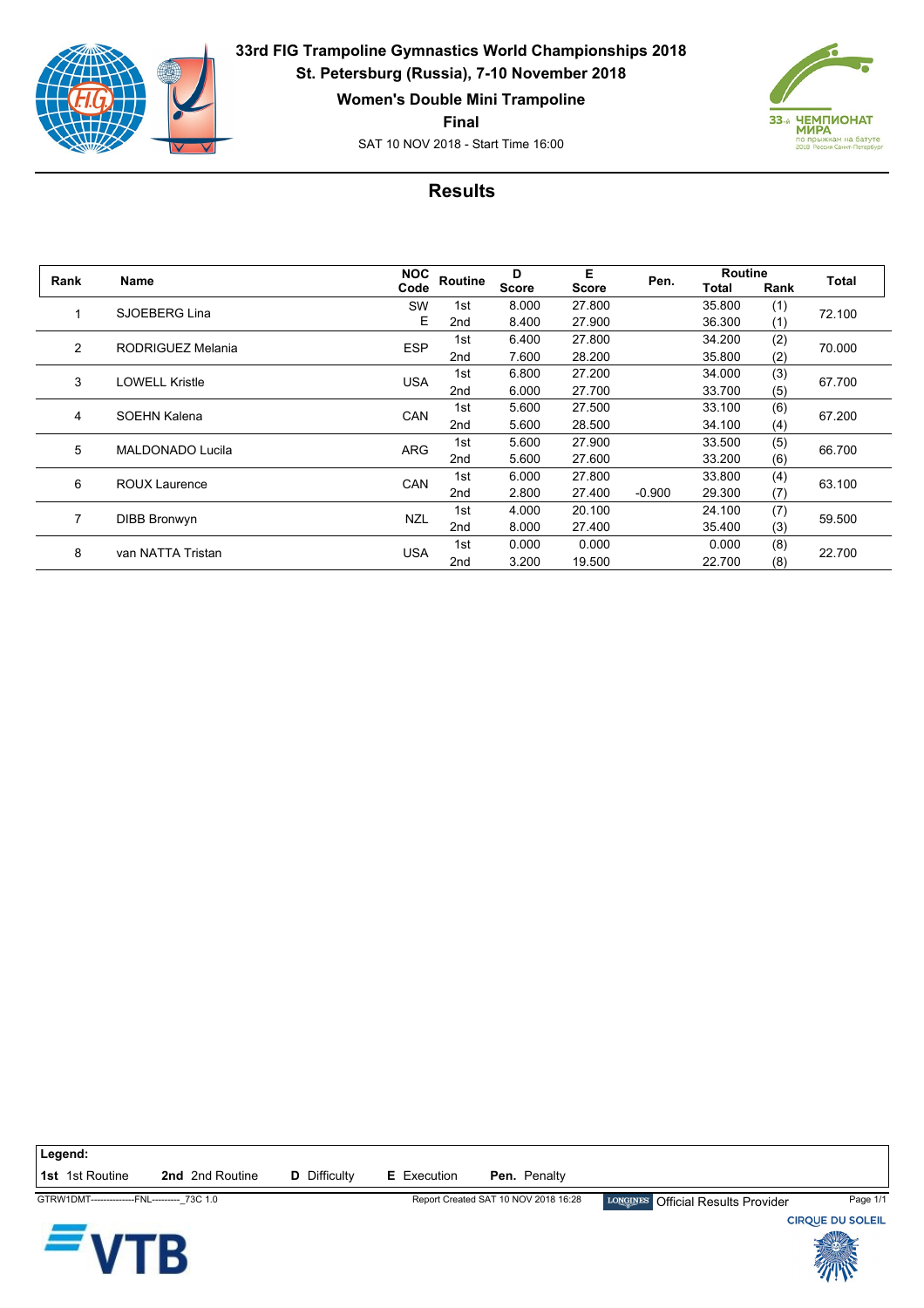# 33rd FIG Trampoline Gymnastics World Championships 2018

## St. Petersburg (Russia), 7-10 November 2018

## Women's Double Mini Trampoline

## Final

SAT 10 NOV 2018 - Start Time 16:00

## Results

| Rank | Name | NOC Code | Routine | D Score | E Score | Pen. | Routine Total | Routine Rank | Total |
|---|---|---|---|---|---|---|---|---|---|
| 1 | SJOEBERG Lina | SWE | 1st | 8.000 | 27.800 | | 35.800 | (1) | 72.100 |
| | | | 2nd | 8.400 | 27.900 | | 36.300 | (1) | |
| 2 | RODRIGUEZ Melania | ESP | 1st | 6.400 | 27.800 | | 34.200 | (2) | 70.000 |
| | | | 2nd | 7.600 | 28.200 | | 35.800 | (2) | |
| 3 | LOWELL Kristle | USA | 1st | 6.800 | 27.200 | | 34.000 | (3) | 67.700 |
| | | | 2nd | 6.000 | 27.700 | | 33.700 | (5) | |
| 4 | SOEHN Kalena | CAN | 1st | 5.600 | 27.500 | | 33.100 | (6) | 67.200 |
| | | | 2nd | 5.600 | 28.500 | | 34.100 | (4) | |
| 5 | MALDONADO Lucila | ARG | 1st | 5.600 | 27.900 | | 33.500 | (5) | 66.700 |
| | | | 2nd | 5.600 | 27.600 | | 33.200 | (6) | |
| 6 | ROUX Laurence | CAN | 1st | 6.000 | 27.800 | | 33.800 | (4) | 63.100 |
| | | | 2nd | 2.800 | 27.400 | -0.900 | 29.300 | (7) | |
| 7 | DIBB Bronwyn | NZL | 1st | 4.000 | 20.100 | | 24.100 | (7) | 59.500 |
| | | | 2nd | 8.000 | 27.400 | | 35.400 | (3) | |
| 8 | van NATTA Tristan | USA | 1st | 0.000 | 0.000 | | 0.000 | (8) | 22.700 |
| | | | 2nd | 3.200 | 19.500 | | 22.700 | (8) | |

**Legend:**
**1st** 1st Routine **2nd** 2nd Routine **D** Difficulty **E** Execution **Pen.** Penalty

GTRW1DMT--------------FNL---------_73C 1.0 Report Created SAT 10 NOV 2018 16:28 Official Results Provider